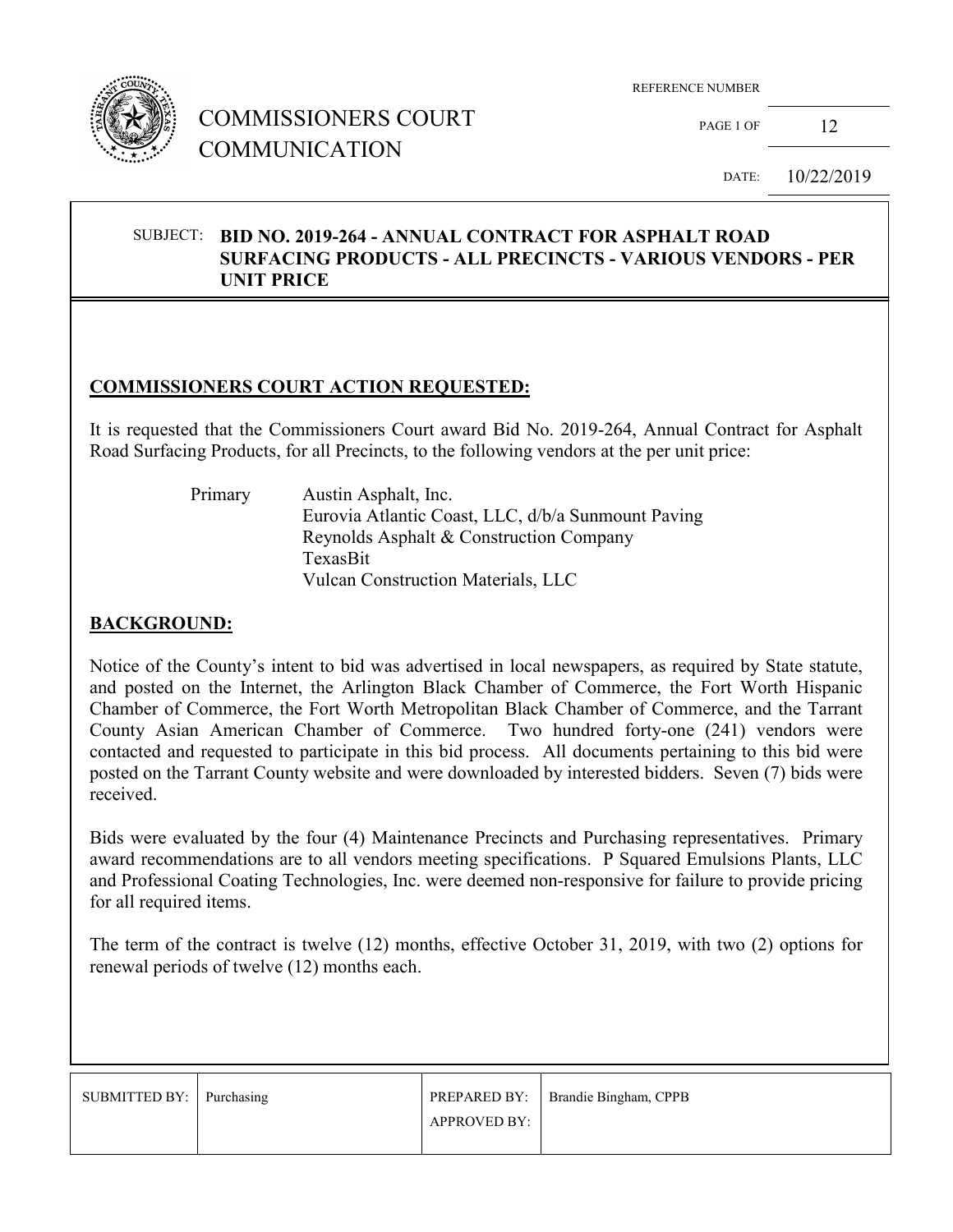# COMMISSIONERS COURT COMMUNICATION

REFERENCE NUMBER

DATE: 10/22/2019

**SUBJECT: BID NO. 2019-264 - ANNUAL CONTRACT FOR ASPHALT ROAD SURFACING PRODUCTS - ALL PRECINCTS - VARIOUS VENDORS - PER UNIT PRICE**

## COMMISSIONERS COURT ACTION REQUESTED:

It is requested that the Commissioners Court award Bid No. 2019-264, Annual Contract for Asphalt Road Surfacing Products, for all Precincts, to the following vendors at the per unit price:

Primary
- Austin Asphalt, Inc.
- Eurovia Atlantic Coast, LLC, d/b/a Sunmount Paving
- Reynolds Asphalt & Construction Company
- TexasBit
- Vulcan Construction Materials, LLC

## BACKGROUND:

Notice of the County's intent to bid was advertised in local newspapers, as required by State statute, and posted on the Internet, the Arlington Black Chamber of Commerce, the Fort Worth Hispanic Chamber of Commerce, the Fort Worth Metropolitan Black Chamber of Commerce, and the Tarrant County Asian American Chamber of Commerce. Two hundred forty-one (241) vendors were contacted and requested to participate in this bid process. All documents pertaining to this bid were posted on the Tarrant County website and were downloaded by interested bidders. Seven (7) bids were received.

Bids were evaluated by the four (4) Maintenance Precincts and Purchasing representatives. Primary award recommendations are to all vendors meeting specifications. P Squared Emulsions Plants, LLC and Professional Coating Technologies, Inc. were deemed non-responsive for failure to provide pricing for all required items.

The term of the contract is twelve (12) months, effective October 31, 2019, with two (2) options for renewal periods of twelve (12) months each.

| SUBMITTED BY: | Purchasing | PREPARED BY: | Brandie Bingham, CPPB |
|---|---|---|---|
| | | APPROVED BY: | |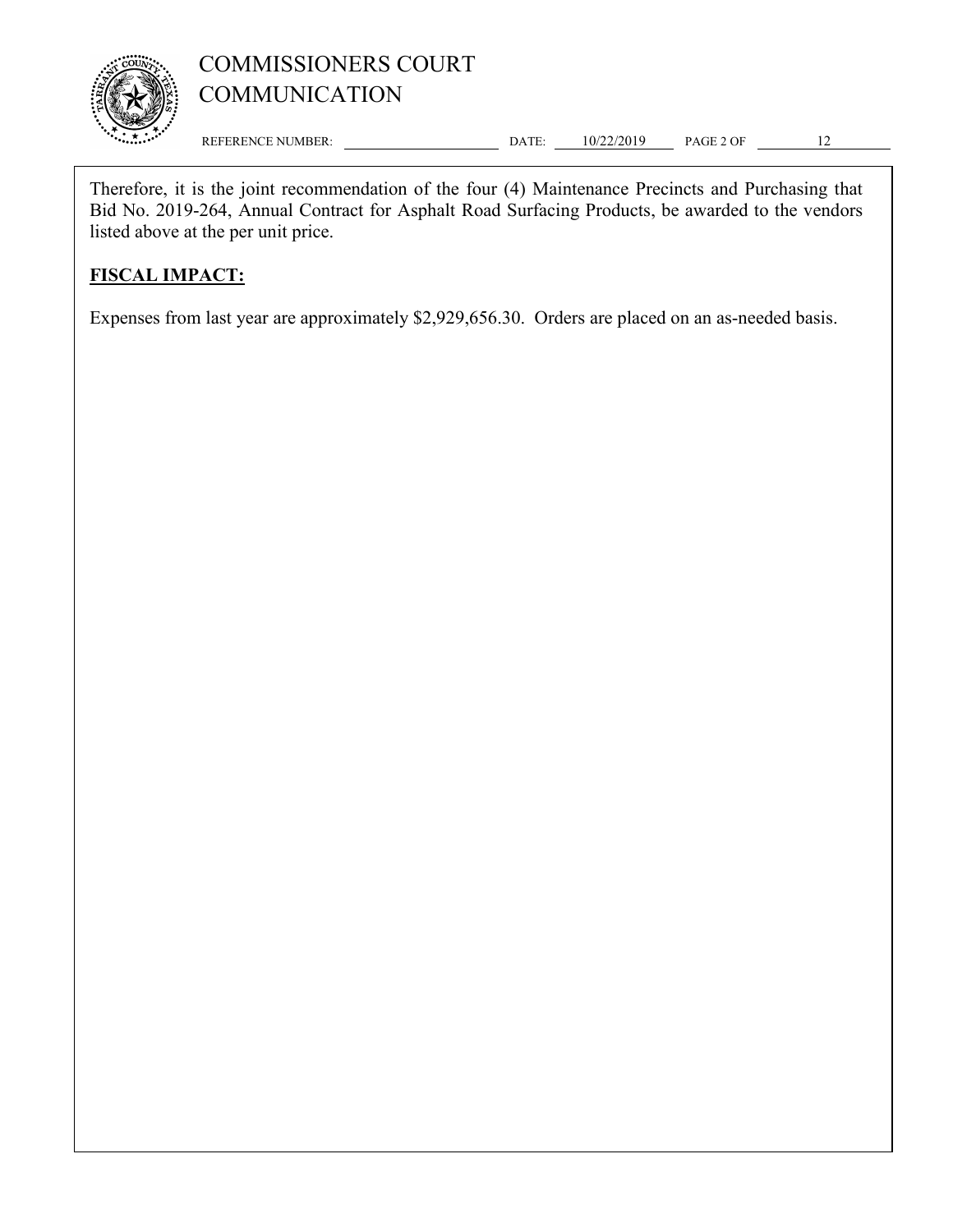Therefore, it is the joint recommendation of the four (4) Maintenance Precincts and Purchasing that Bid No. 2019-264, Annual Contract for Asphalt Road Surfacing Products, be awarded to the vendors listed above at the per unit price.

**FISCAL IMPACT:**

Expenses from last year are approximately $2,929,656.30. Orders are placed on an as-needed basis.